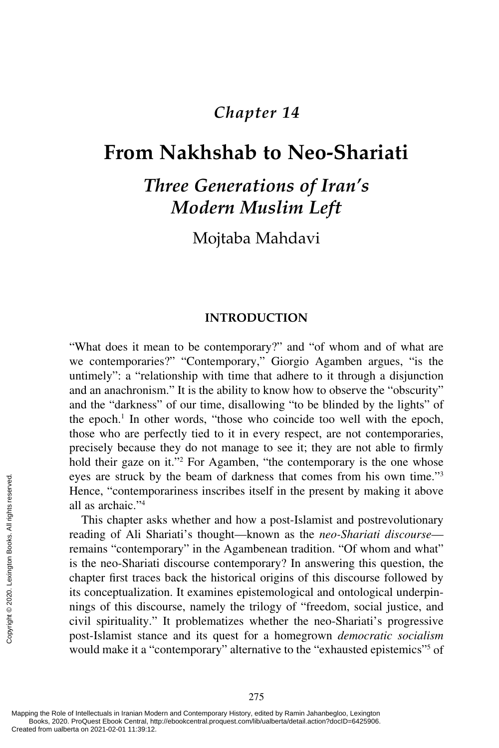*Chapter 14*

# From Nakhshab to Neo-Shariati

## *Three Generations of Iran's Modern Muslim Left*

Mojtaba Mahdavi

### INTRODUCTION

"What does it mean to be contemporary?" and "of whom and of what are we contemporaries?" "Contemporary," Giorgio Agamben argues, "is the untimely": a "relationship with time that adhere to it through a disjunction and an anachronism." It is the ability to know how to observe the "obscurity" and the "darkness" of our time, disallowing "to be blinded by the lights" of the epoch.[1] In other words, "those who coincide too well with the epoch, those who are perfectly tied to it in every respect, are not contemporaries, precisely because they do not manage to see it; they are not able to firmly hold their gaze on it."[2] For Agamben, "the contemporary is the one whose eyes are struck by the beam of darkness that comes from his own time."[3] Hence, "contemporariness inscribes itself in the present by making it above all as archaic."[4]

This chapter asks whether and how a post-Islamist and postrevolutionary reading of Ali Shariati's thought—known as the *neo-Shariati discourse*—remains "contemporary" in the Agambenean tradition. "Of whom and what" is the neo-Shariati discourse contemporary? In answering this question, the chapter first traces back the historical origins of this discourse followed by its conceptualization. It examines epistemological and ontological underpinnings of this discourse, namely the trilogy of "freedom, social justice, and civil spirituality." It problematizes whether the neo-Shariati's progressive post-Islamist stance and its quest for a homegrown *democratic socialism* would make it a "contemporary" alternative to the "exhausted epistemics"[5] of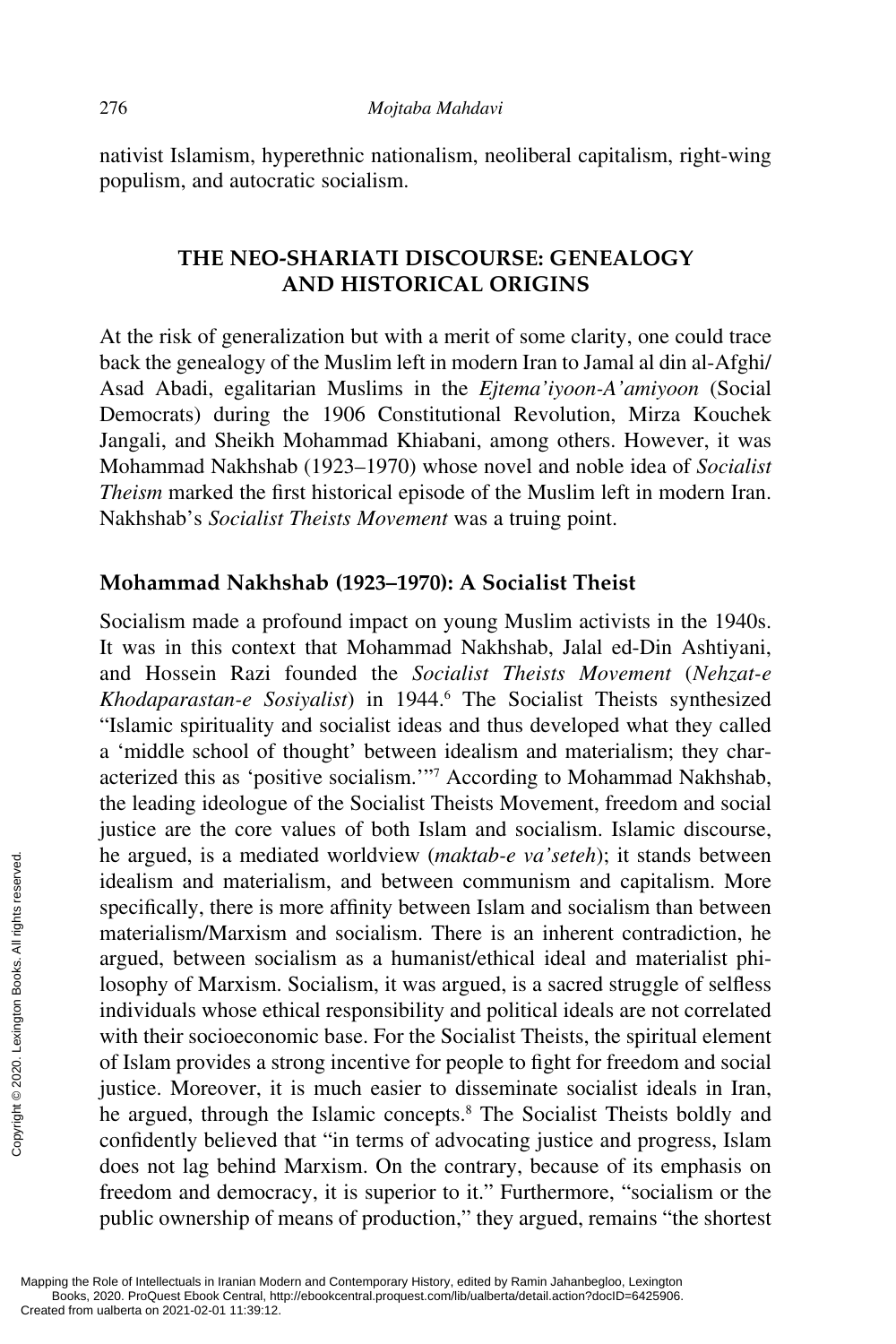nativist Islamism, hyperethnic nationalism, neoliberal capitalism, right-wing populism, and autocratic socialism.

## THE NEO-SHARIATI DISCOURSE: GENEALOGY AND HISTORICAL ORIGINS

At the risk of generalization but with a merit of some clarity, one could trace back the genealogy of the Muslim left in modern Iran to Jamal al din al-Afghi/Asad Abadi, egalitarian Muslims in the *Ejtema'iyoon-A'amiyoon* (Social Democrats) during the 1906 Constitutional Revolution, Mirza Kouchek Jangali, and Sheikh Mohammad Khiabani, among others. However, it was Mohammad Nakhshab (1923–1970) whose novel and noble idea of *Socialist Theism* marked the first historical episode of the Muslim left in modern Iran. Nakhshab's *Socialist Theists Movement* was a truing point.

### Mohammad Nakhshab (1923–1970): A Socialist Theist

Socialism made a profound impact on young Muslim activists in the 1940s. It was in this context that Mohammad Nakhshab, Jalal ed-Din Ashtiyani, and Hossein Razi founded the *Socialist Theists Movement* (*Nehzat-e Khodaparastan-e Sosiyalist*) in 1944.[6] The Socialist Theists synthesized "Islamic spirituality and socialist ideas and thus developed what they called a 'middle school of thought' between idealism and materialism; they characterized this as 'positive socialism.'"[7] According to Mohammad Nakhshab, the leading ideologue of the Socialist Theists Movement, freedom and social justice are the core values of both Islam and socialism. Islamic discourse, he argued, is a mediated worldview (*maktab-e va'seteh*); it stands between idealism and materialism, and between communism and capitalism. More specifically, there is more affinity between Islam and socialism than between materialism/Marxism and socialism. There is an inherent contradiction, he argued, between socialism as a humanist/ethical ideal and materialist philosophy of Marxism. Socialism, it was argued, is a sacred struggle of selfless individuals whose ethical responsibility and political ideals are not correlated with their socioeconomic base. For the Socialist Theists, the spiritual element of Islam provides a strong incentive for people to fight for freedom and social justice. Moreover, it is much easier to disseminate socialist ideals in Iran, he argued, through the Islamic concepts.[8] The Socialist Theists boldly and confidently believed that "in terms of advocating justice and progress, Islam does not lag behind Marxism. On the contrary, because of its emphasis on freedom and democracy, it is superior to it." Furthermore, "socialism or the public ownership of means of production," they argued, remains "the shortest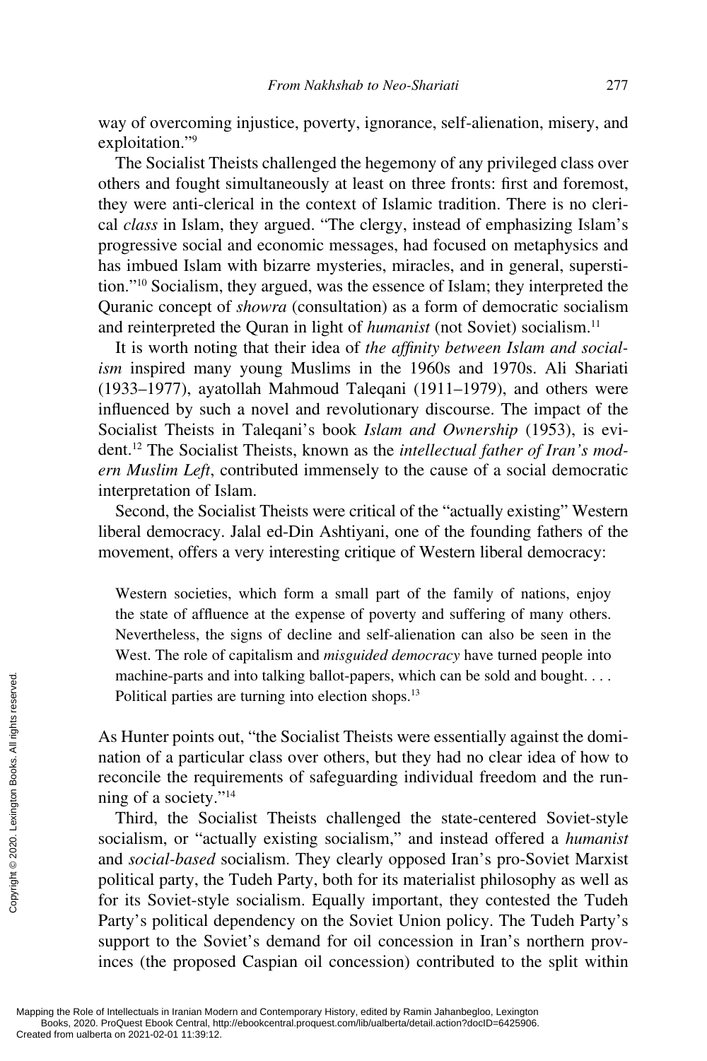way of overcoming injustice, poverty, ignorance, self-alienation, misery, and exploitation."[9]

The Socialist Theists challenged the hegemony of any privileged class over others and fought simultaneously at least on three fronts: first and foremost, they were anti-clerical in the context of Islamic tradition. There is no clerical *class* in Islam, they argued. "The clergy, instead of emphasizing Islam's progressive social and economic messages, had focused on metaphysics and has imbued Islam with bizarre mysteries, miracles, and in general, superstition."[10] Socialism, they argued, was the essence of Islam; they interpreted the Quranic concept of *showra* (consultation) as a form of democratic socialism and reinterpreted the Quran in light of *humanist* (not Soviet) socialism.[11]

It is worth noting that their idea of *the affinity between Islam and socialism* inspired many young Muslims in the 1960s and 1970s. Ali Shariati (1933–1977), ayatollah Mahmoud Taleqani (1911–1979), and others were influenced by such a novel and revolutionary discourse. The impact of the Socialist Theists in Taleqani's book *Islam and Ownership* (1953), is evident.[12] The Socialist Theists, known as the *intellectual father of Iran's modern Muslim Left*, contributed immensely to the cause of a social democratic interpretation of Islam.

Second, the Socialist Theists were critical of the "actually existing" Western liberal democracy. Jalal ed-Din Ashtiyani, one of the founding fathers of the movement, offers a very interesting critique of Western liberal democracy:

> Western societies, which form a small part of the family of nations, enjoy the state of affluence at the expense of poverty and suffering of many others. Nevertheless, the signs of decline and self-alienation can also be seen in the West. The role of capitalism and *misguided democracy* have turned people into machine-parts and into talking ballot-papers, which can be sold and bought. . . . Political parties are turning into election shops.[13]

As Hunter points out, "the Socialist Theists were essentially against the domination of a particular class over others, but they had no clear idea of how to reconcile the requirements of safeguarding individual freedom and the running of a society."[14]

Third, the Socialist Theists challenged the state-centered Soviet-style socialism, or "actually existing socialism," and instead offered a *humanist* and *social-based* socialism. They clearly opposed Iran's pro-Soviet Marxist political party, the Tudeh Party, both for its materialist philosophy as well as for its Soviet-style socialism. Equally important, they contested the Tudeh Party's political dependency on the Soviet Union policy. The Tudeh Party's support to the Soviet's demand for oil concession in Iran's northern provinces (the proposed Caspian oil concession) contributed to the split within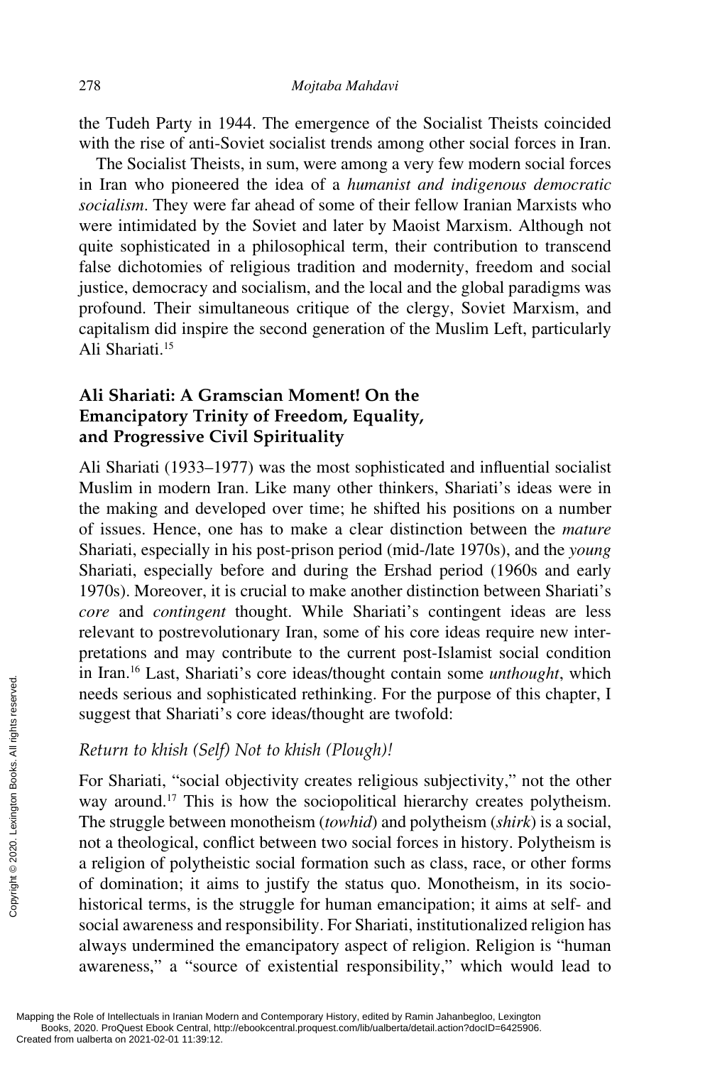the Tudeh Party in 1944. The emergence of the Socialist Theists coincided with the rise of anti-Soviet socialist trends among other social forces in Iran.

The Socialist Theists, in sum, were among a very few modern social forces in Iran who pioneered the idea of a *humanist and indigenous democratic socialism*. They were far ahead of some of their fellow Iranian Marxists who were intimidated by the Soviet and later by Maoist Marxism. Although not quite sophisticated in a philosophical term, their contribution to transcend false dichotomies of religious tradition and modernity, freedom and social justice, democracy and socialism, and the local and the global paradigms was profound. Their simultaneous critique of the clergy, Soviet Marxism, and capitalism did inspire the second generation of the Muslim Left, particularly Ali Shariati.[15]

## Ali Shariati: A Gramscian Moment! On the Emancipatory Trinity of Freedom, Equality, and Progressive Civil Spirituality

Ali Shariati (1933–1977) was the most sophisticated and influential socialist Muslim in modern Iran. Like many other thinkers, Shariati's ideas were in the making and developed over time; he shifted his positions on a number of issues. Hence, one has to make a clear distinction between the *mature* Shariati, especially in his post-prison period (mid-/late 1970s), and the *young* Shariati, especially before and during the Ershad period (1960s and early 1970s). Moreover, it is crucial to make another distinction between Shariati's *core* and *contingent* thought. While Shariati's contingent ideas are less relevant to postrevolutionary Iran, some of his core ideas require new interpretations and may contribute to the current post-Islamist social condition in Iran.[16] Last, Shariati's core ideas/thought contain some *unthought*, which needs serious and sophisticated rethinking. For the purpose of this chapter, I suggest that Shariati's core ideas/thought are twofold:

### *Return to khish (Self) Not to khish (Plough)!*

For Shariati, "social objectivity creates religious subjectivity," not the other way around.[17] This is how the sociopolitical hierarchy creates polytheism. The struggle between monotheism (*towhid*) and polytheism (*shirk*) is a social, not a theological, conflict between two social forces in history. Polytheism is a religion of polytheistic social formation such as class, race, or other forms of domination; it aims to justify the status quo. Monotheism, in its socio-historical terms, is the struggle for human emancipation; it aims at self- and social awareness and responsibility. For Shariati, institutionalized religion has always undermined the emancipatory aspect of religion. Religion is "human awareness," a "source of existential responsibility," which would lead to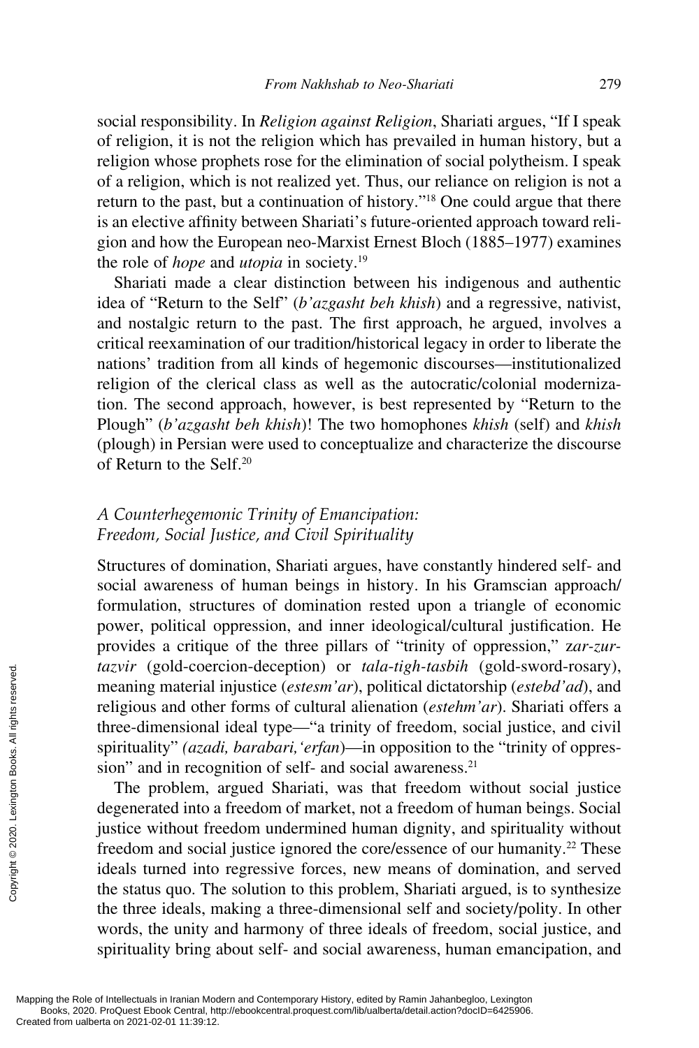social responsibility. In *Religion against Religion*, Shariati argues, "If I speak of religion, it is not the religion which has prevailed in human history, but a religion whose prophets rose for the elimination of social polytheism. I speak of a religion, which is not realized yet. Thus, our reliance on religion is not a return to the past, but a continuation of history."[18] One could argue that there is an elective affinity between Shariati's future-oriented approach toward religion and how the European neo-Marxist Ernest Bloch (1885–1977) examines the role of *hope* and *utopia* in society.[19]

Shariati made a clear distinction between his indigenous and authentic idea of "Return to the Self" (*b'azgasht beh khish*) and a regressive, nativist, and nostalgic return to the past. The first approach, he argued, involves a critical reexamination of our tradition/historical legacy in order to liberate the nations' tradition from all kinds of hegemonic discourses—institutionalized religion of the clerical class as well as the autocratic/colonial modernization. The second approach, however, is best represented by "Return to the Plough" (*b'azgasht beh khish*)! The two homophones *khish* (self) and *khish* (plough) in Persian were used to conceptualize and characterize the discourse of Return to the Self.[20]

## *A Counterhegemonic Trinity of Emancipation: Freedom, Social Justice, and Civil Spirituality*

Structures of domination, Shariati argues, have constantly hindered self- and social awareness of human beings in history. In his Gramscian approach/formulation, structures of domination rested upon a triangle of economic power, political oppression, and inner ideological/cultural justification. He provides a critique of the three pillars of "trinity of oppression," *zar-zur-tazvir* (gold-coercion-deception) or *tala-tigh-tasbih* (gold-sword-rosary), meaning material injustice (*estesm'ar*), political dictatorship (*estebd'ad*), and religious and other forms of cultural alienation (*estehm'ar*). Shariati offers a three-dimensional ideal type—"a trinity of freedom, social justice, and civil spirituality" (*azadi, barabari, 'erfan*)—in opposition to the "trinity of oppression" and in recognition of self- and social awareness.[21]

The problem, argued Shariati, was that freedom without social justice degenerated into a freedom of market, not a freedom of human beings. Social justice without freedom undermined human dignity, and spirituality without freedom and social justice ignored the core/essence of our humanity.[22] These ideals turned into regressive forces, new means of domination, and served the status quo. The solution to this problem, Shariati argued, is to synthesize the three ideals, making a three-dimensional self and society/polity. In other words, the unity and harmony of three ideals of freedom, social justice, and spirituality bring about self- and social awareness, human emancipation, and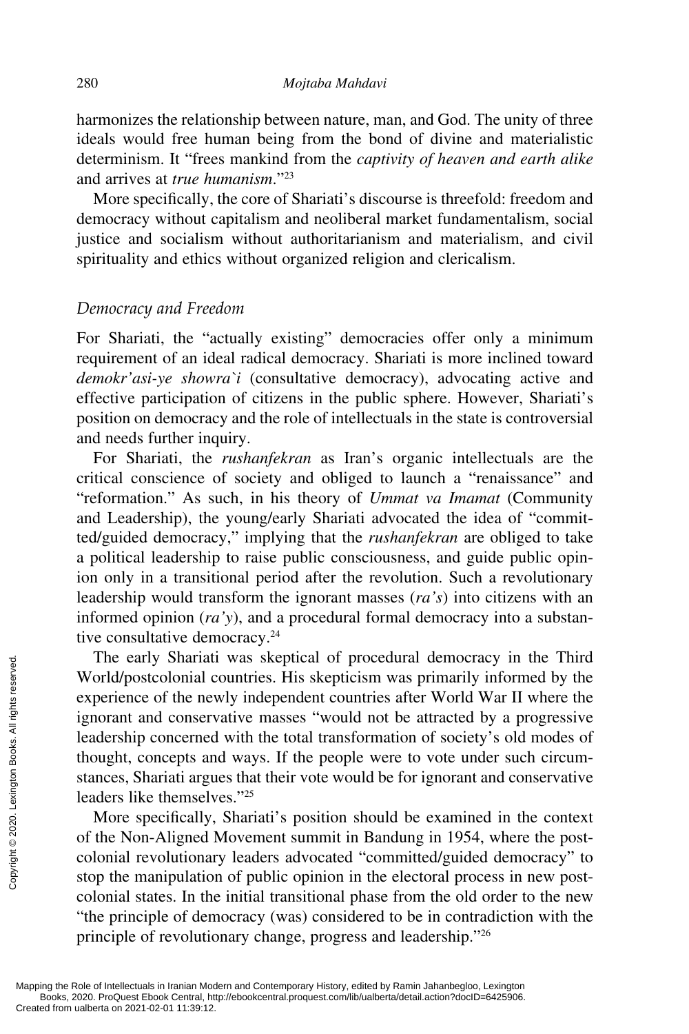harmonizes the relationship between nature, man, and God. The unity of three ideals would free human being from the bond of divine and materialistic determinism. It "frees mankind from the *captivity of heaven and earth alike* and arrives at *true humanism*."[23]

More specifically, the core of Shariati's discourse is threefold: freedom and democracy without capitalism and neoliberal market fundamentalism, social justice and socialism without authoritarianism and materialism, and civil spirituality and ethics without organized religion and clericalism.

### *Democracy and Freedom*

For Shariati, the "actually existing" democracies offer only a minimum requirement of an ideal radical democracy. Shariati is more inclined toward *demokr'asi-ye showra`i* (consultative democracy), advocating active and effective participation of citizens in the public sphere. However, Shariati's position on democracy and the role of intellectuals in the state is controversial and needs further inquiry.

For Shariati, the *rushanfekran* as Iran's organic intellectuals are the critical conscience of society and obliged to launch a "renaissance" and "reformation." As such, in his theory of *Ummat va Imamat* (Community and Leadership), the young/early Shariati advocated the idea of "committed/guided democracy," implying that the *rushanfekran* are obliged to take a political leadership to raise public consciousness, and guide public opinion only in a transitional period after the revolution. Such a revolutionary leadership would transform the ignorant masses (*ra's*) into citizens with an informed opinion (*ra'y*), and a procedural formal democracy into a substantive consultative democracy.[24]

The early Shariati was skeptical of procedural democracy in the Third World/postcolonial countries. His skepticism was primarily informed by the experience of the newly independent countries after World War II where the ignorant and conservative masses "would not be attracted by a progressive leadership concerned with the total transformation of society's old modes of thought, concepts and ways. If the people were to vote under such circumstances, Shariati argues that their vote would be for ignorant and conservative leaders like themselves."[25]

More specifically, Shariati's position should be examined in the context of the Non-Aligned Movement summit in Bandung in 1954, where the postcolonial revolutionary leaders advocated "committed/guided democracy" to stop the manipulation of public opinion in the electoral process in new postcolonial states. In the initial transitional phase from the old order to the new "the principle of democracy (was) considered to be in contradiction with the principle of revolutionary change, progress and leadership."[26]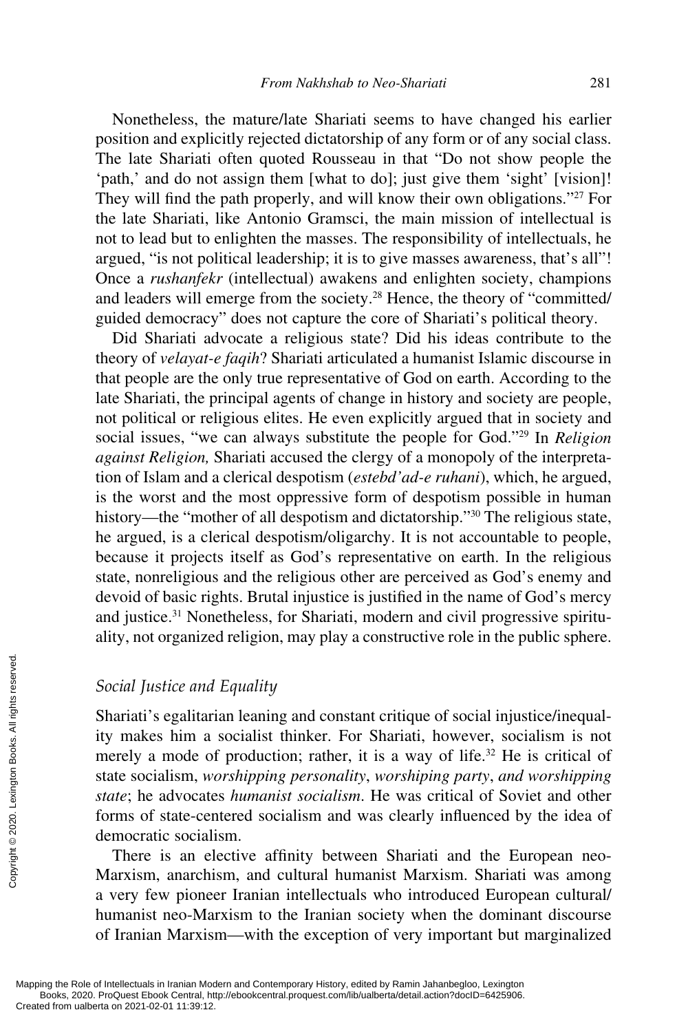Nonetheless, the mature/late Shariati seems to have changed his earlier position and explicitly rejected dictatorship of any form or of any social class. The late Shariati often quoted Rousseau in that "Do not show people the 'path,' and do not assign them [what to do]; just give them 'sight' [vision]! They will find the path properly, and will know their own obligations."[27] For the late Shariati, like Antonio Gramsci, the main mission of intellectual is not to lead but to enlighten the masses. The responsibility of intellectuals, he argued, "is not political leadership; it is to give masses awareness, that's all"! Once a *rushanfekr* (intellectual) awakens and enlighten society, champions and leaders will emerge from the society.[28] Hence, the theory of "committed/guided democracy" does not capture the core of Shariati's political theory.

Did Shariati advocate a religious state? Did his ideas contribute to the theory of *velayat-e faqih*? Shariati articulated a humanist Islamic discourse in that people are the only true representative of God on earth. According to the late Shariati, the principal agents of change in history and society are people, not political or religious elites. He even explicitly argued that in society and social issues, "we can always substitute the people for God."[29] In *Religion against Religion,* Shariati accused the clergy of a monopoly of the interpretation of Islam and a clerical despotism (*estebd'ad-e ruhani*), which, he argued, is the worst and the most oppressive form of despotism possible in human history—the "mother of all despotism and dictatorship."[30] The religious state, he argued, is a clerical despotism/oligarchy. It is not accountable to people, because it projects itself as God's representative on earth. In the religious state, nonreligious and the religious other are perceived as God's enemy and devoid of basic rights. Brutal injustice is justified in the name of God's mercy and justice.[31] Nonetheless, for Shariati, modern and civil progressive spirituality, not organized religion, may play a constructive role in the public sphere.

### *Social Justice and Equality*

Shariati's egalitarian leaning and constant critique of social injustice/inequality makes him a socialist thinker. For Shariati, however, socialism is not merely a mode of production; rather, it is a way of life.[32] He is critical of state socialism, *worshipping personality*, *worshiping party*, *and worshipping state*; he advocates *humanist socialism*. He was critical of Soviet and other forms of state-centered socialism and was clearly influenced by the idea of democratic socialism.

There is an elective affinity between Shariati and the European neo-Marxism, anarchism, and cultural humanist Marxism. Shariati was among a very few pioneer Iranian intellectuals who introduced European cultural/humanist neo-Marxism to the Iranian society when the dominant discourse of Iranian Marxism—with the exception of very important but marginalized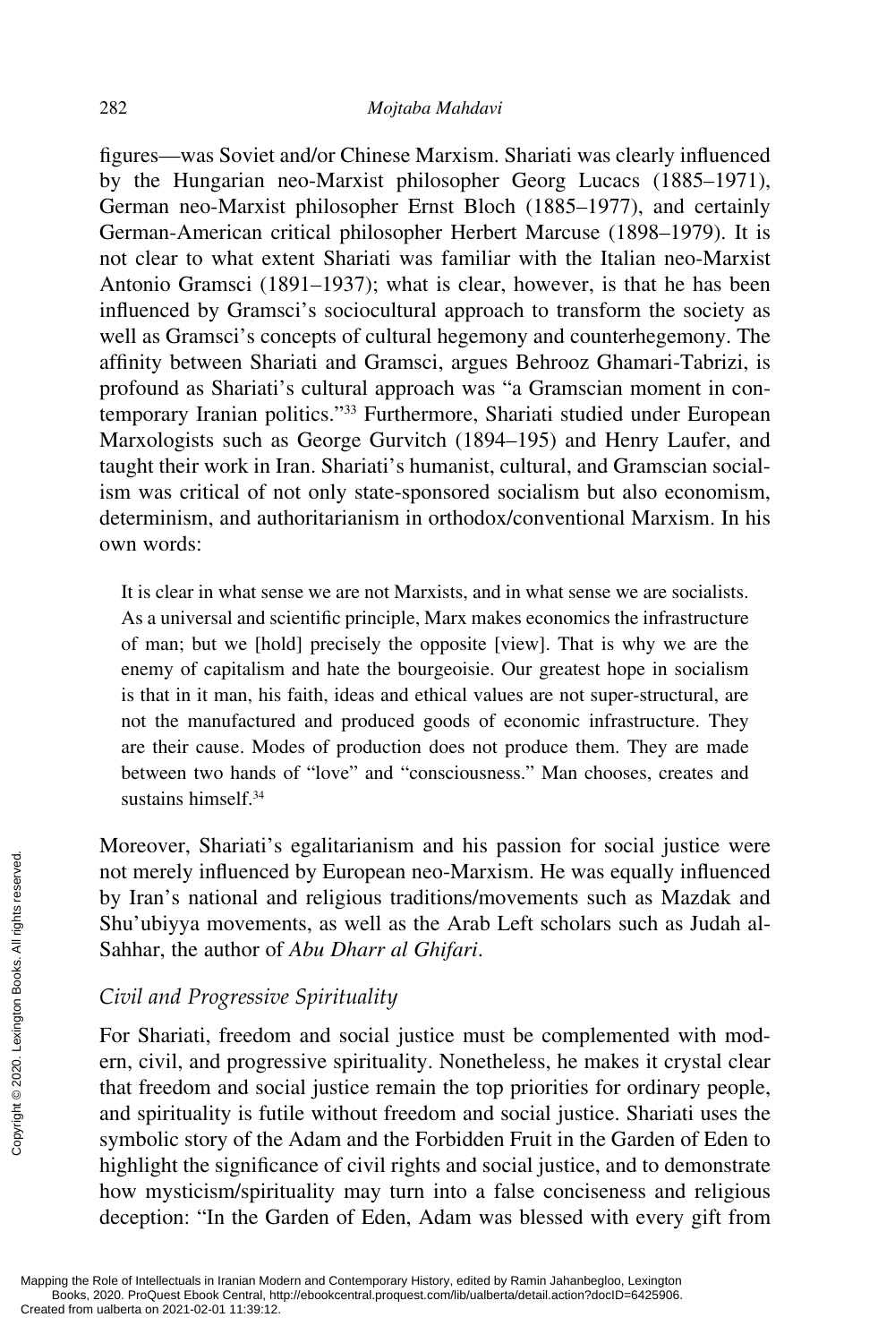figures—was Soviet and/or Chinese Marxism. Shariati was clearly influenced by the Hungarian neo-Marxist philosopher Georg Lucacs (1885–1971), German neo-Marxist philosopher Ernst Bloch (1885–1977), and certainly German-American critical philosopher Herbert Marcuse (1898–1979). It is not clear to what extent Shariati was familiar with the Italian neo-Marxist Antonio Gramsci (1891–1937); what is clear, however, is that he has been influenced by Gramsci's sociocultural approach to transform the society as well as Gramsci's concepts of cultural hegemony and counterhegemony. The affinity between Shariati and Gramsci, argues Behrooz Ghamari-Tabrizi, is profound as Shariati's cultural approach was "a Gramscian moment in contemporary Iranian politics."[33] Furthermore, Shariati studied under European Marxologists such as George Gurvitch (1894–195) and Henry Laufer, and taught their work in Iran. Shariati's humanist, cultural, and Gramscian socialism was critical of not only state-sponsored socialism but also economism, determinism, and authoritarianism in orthodox/conventional Marxism. In his own words:

> It is clear in what sense we are not Marxists, and in what sense we are socialists. As a universal and scientific principle, Marx makes economics the infrastructure of man; but we [hold] precisely the opposite [view]. That is why we are the enemy of capitalism and hate the bourgeoisie. Our greatest hope in socialism is that in it man, his faith, ideas and ethical values are not super-structural, are not the manufactured and produced goods of economic infrastructure. They are their cause. Modes of production does not produce them. They are made between two hands of "love" and "consciousness." Man chooses, creates and sustains himself.[34]

Moreover, Shariati's egalitarianism and his passion for social justice were not merely influenced by European neo-Marxism. He was equally influenced by Iran's national and religious traditions/movements such as Mazdak and Shu'ubiyya movements, as well as the Arab Left scholars such as Judah al-Sahhar, the author of *Abu Dharr al Ghifari*.

### *Civil and Progressive Spirituality*

For Shariati, freedom and social justice must be complemented with modern, civil, and progressive spirituality. Nonetheless, he makes it crystal clear that freedom and social justice remain the top priorities for ordinary people, and spirituality is futile without freedom and social justice. Shariati uses the symbolic story of the Adam and the Forbidden Fruit in the Garden of Eden to highlight the significance of civil rights and social justice, and to demonstrate how mysticism/spirituality may turn into a false conciseness and religious deception: "In the Garden of Eden, Adam was blessed with every gift from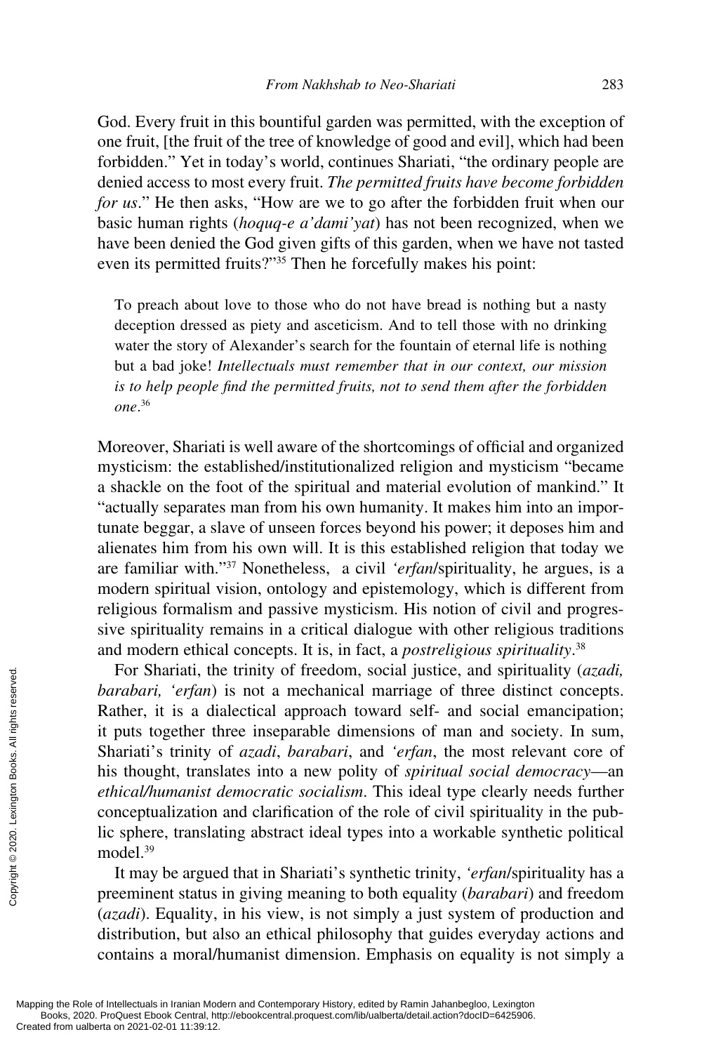God. Every fruit in this bountiful garden was permitted, with the exception of one fruit, [the fruit of the tree of knowledge of good and evil], which had been forbidden." Yet in today's world, continues Shariati, "the ordinary people are denied access to most every fruit. *The permitted fruits have become forbidden for us*." He then asks, "How are we to go after the forbidden fruit when our basic human rights (*hoquq-e a'dami'yat*) has not been recognized, when we have been denied the God given gifts of this garden, when we have not tasted even its permitted fruits?"[35] Then he forcefully makes his point:

> To preach about love to those who do not have bread is nothing but a nasty deception dressed as piety and asceticism. And to tell those with no drinking water the story of Alexander's search for the fountain of eternal life is nothing but a bad joke! *Intellectuals must remember that in our context, our mission is to help people find the permitted fruits, not to send them after the forbidden one*.[36]

Moreover, Shariati is well aware of the shortcomings of official and organized mysticism: the established/institutionalized religion and mysticism "became a shackle on the foot of the spiritual and material evolution of mankind." It "actually separates man from his own humanity. It makes him into an importunate beggar, a slave of unseen forces beyond his power; it deposes him and alienates him from his own will. It is this established religion that today we are familiar with."[37] Nonetheless, a civil *'erfan*/spirituality, he argues, is a modern spiritual vision, ontology and epistemology, which is different from religious formalism and passive mysticism. His notion of civil and progressive spirituality remains in a critical dialogue with other religious traditions and modern ethical concepts. It is, in fact, a *postreligious spirituality*.[38]

For Shariati, the trinity of freedom, social justice, and spirituality (*azadi, barabari, 'erfan*) is not a mechanical marriage of three distinct concepts. Rather, it is a dialectical approach toward self- and social emancipation; it puts together three inseparable dimensions of man and society. In sum, Shariati's trinity of *azadi*, *barabari*, and *'erfan*, the most relevant core of his thought, translates into a new polity of *spiritual social democracy*—an *ethical/humanist democratic socialism*. This ideal type clearly needs further conceptualization and clarification of the role of civil spirituality in the public sphere, translating abstract ideal types into a workable synthetic political model.[39]

It may be argued that in Shariati's synthetic trinity, *'erfan*/spirituality has a preeminent status in giving meaning to both equality (*barabari*) and freedom (*azadi*). Equality, in his view, is not simply a just system of production and distribution, but also an ethical philosophy that guides everyday actions and contains a moral/humanist dimension. Emphasis on equality is not simply a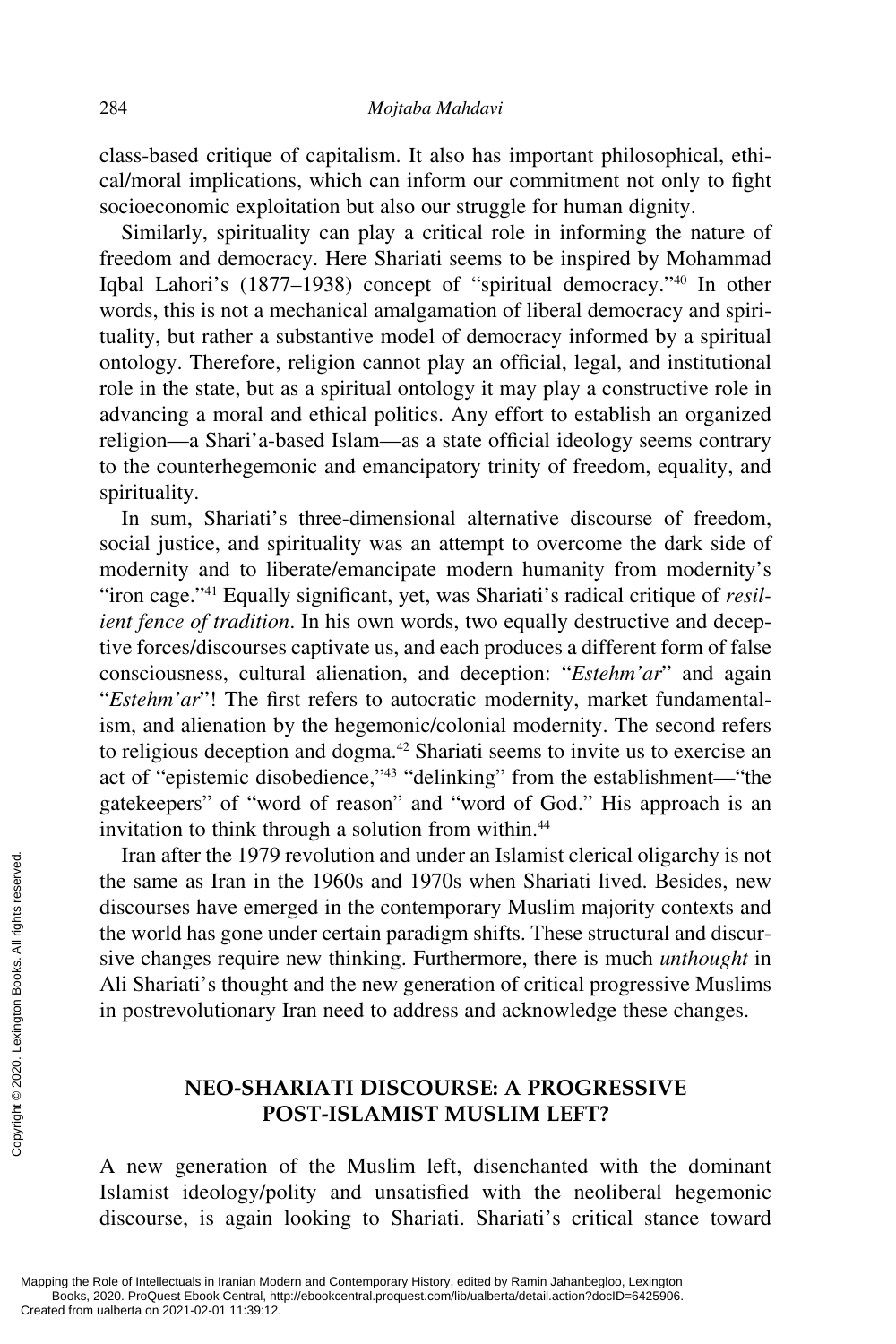class-based critique of capitalism. It also has important philosophical, ethical/moral implications, which can inform our commitment not only to fight socioeconomic exploitation but also our struggle for human dignity.

Similarly, spirituality can play a critical role in informing the nature of freedom and democracy. Here Shariati seems to be inspired by Mohammad Iqbal Lahori's (1877–1938) concept of "spiritual democracy."[40] In other words, this is not a mechanical amalgamation of liberal democracy and spirituality, but rather a substantive model of democracy informed by a spiritual ontology. Therefore, religion cannot play an official, legal, and institutional role in the state, but as a spiritual ontology it may play a constructive role in advancing a moral and ethical politics. Any effort to establish an organized religion—a Shari'a-based Islam—as a state official ideology seems contrary to the counterhegemonic and emancipatory trinity of freedom, equality, and spirituality.

In sum, Shariati's three-dimensional alternative discourse of freedom, social justice, and spirituality was an attempt to overcome the dark side of modernity and to liberate/emancipate modern humanity from modernity's "iron cage."[41] Equally significant, yet, was Shariati's radical critique of *resilient fence of tradition*. In his own words, two equally destructive and deceptive forces/discourses captivate us, and each produces a different form of false consciousness, cultural alienation, and deception: "*Estehm'ar*" and again "*Estehm'ar*"! The first refers to autocratic modernity, market fundamentalism, and alienation by the hegemonic/colonial modernity. The second refers to religious deception and dogma.[42] Shariati seems to invite us to exercise an act of "epistemic disobedience,"[43] "delinking" from the establishment—"the gatekeepers" of "word of reason" and "word of God." His approach is an invitation to think through a solution from within.[44]

Iran after the 1979 revolution and under an Islamist clerical oligarchy is not the same as Iran in the 1960s and 1970s when Shariati lived. Besides, new discourses have emerged in the contemporary Muslim majority contexts and the world has gone under certain paradigm shifts. These structural and discursive changes require new thinking. Furthermore, there is much *unthought* in Ali Shariati's thought and the new generation of critical progressive Muslims in postrevolutionary Iran need to address and acknowledge these changes.

## NEO-SHARIATI DISCOURSE: A PROGRESSIVE POST-ISLAMIST MUSLIM LEFT?

A new generation of the Muslim left, disenchanted with the dominant Islamist ideology/polity and unsatisfied with the neoliberal hegemonic discourse, is again looking to Shariati. Shariati's critical stance toward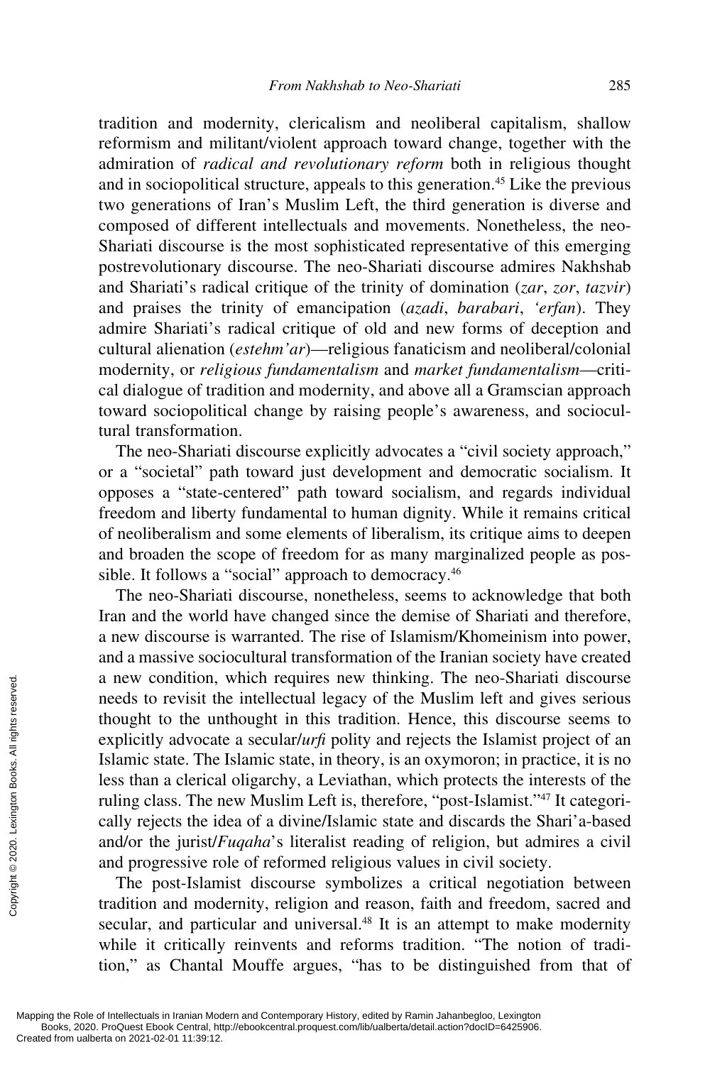tradition and modernity, clericalism and neoliberal capitalism, shallow reformism and militant/violent approach toward change, together with the admiration of *radical and revolutionary reform* both in religious thought and in sociopolitical structure, appeals to this generation.[45] Like the previous two generations of Iran's Muslim Left, the third generation is diverse and composed of different intellectuals and movements. Nonetheless, the neo-Shariati discourse is the most sophisticated representative of this emerging postrevolutionary discourse. The neo-Shariati discourse admires Nakhshab and Shariati's radical critique of the trinity of domination (*zar*, *zor*, *tazvir*) and praises the trinity of emancipation (*azadi*, *barabari*, *'erfan*). They admire Shariati's radical critique of old and new forms of deception and cultural alienation (*estehm'ar*)—religious fanaticism and neoliberal/colonial modernity, or *religious fundamentalism* and *market fundamentalism*—critical dialogue of tradition and modernity, and above all a Gramscian approach toward sociopolitical change by raising people's awareness, and sociocultural transformation.

The neo-Shariati discourse explicitly advocates a "civil society approach," or a "societal" path toward just development and democratic socialism. It opposes a "state-centered" path toward socialism, and regards individual freedom and liberty fundamental to human dignity. While it remains critical of neoliberalism and some elements of liberalism, its critique aims to deepen and broaden the scope of freedom for as many marginalized people as possible. It follows a "social" approach to democracy.[46]

The neo-Shariati discourse, nonetheless, seems to acknowledge that both Iran and the world have changed since the demise of Shariati and therefore, a new discourse is warranted. The rise of Islamism/Khomeinism into power, and a massive sociocultural transformation of the Iranian society have created a new condition, which requires new thinking. The neo-Shariati discourse needs to revisit the intellectual legacy of the Muslim left and gives serious thought to the unthought in this tradition. Hence, this discourse seems to explicitly advocate a secular/*urfi* polity and rejects the Islamist project of an Islamic state. The Islamic state, in theory, is an oxymoron; in practice, it is no less than a clerical oligarchy, a Leviathan, which protects the interests of the ruling class. The new Muslim Left is, therefore, "post-Islamist."[47] It categorically rejects the idea of a divine/Islamic state and discards the Shari'a-based and/or the jurist/*Fuqaha*'s literalist reading of religion, but admires a civil and progressive role of reformed religious values in civil society.

The post-Islamist discourse symbolizes a critical negotiation between tradition and modernity, religion and reason, faith and freedom, sacred and secular, and particular and universal.[48] It is an attempt to make modernity while it critically reinvents and reforms tradition. "The notion of tradition," as Chantal Mouffe argues, "has to be distinguished from that of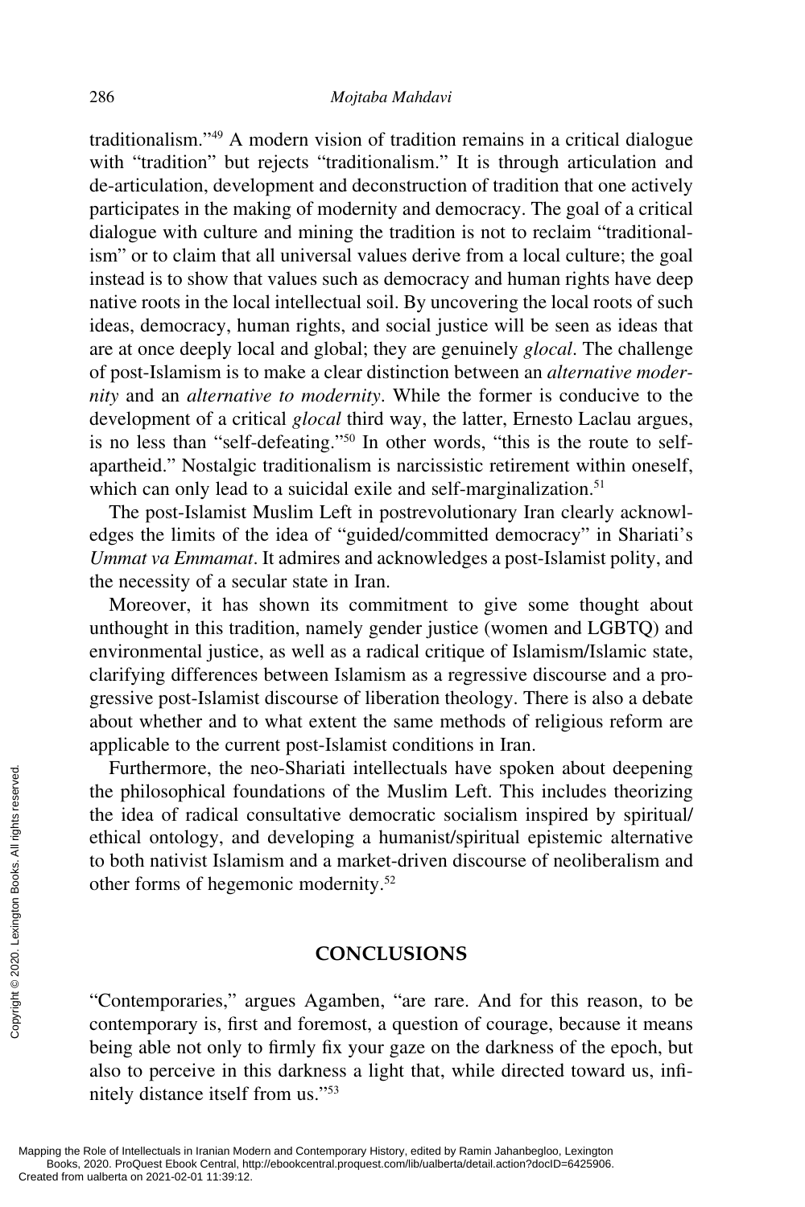traditionalism."[49] A modern vision of tradition remains in a critical dialogue with "tradition" but rejects "traditionalism." It is through articulation and de-articulation, development and deconstruction of tradition that one actively participates in the making of modernity and democracy. The goal of a critical dialogue with culture and mining the tradition is not to reclaim "traditionalism" or to claim that all universal values derive from a local culture; the goal instead is to show that values such as democracy and human rights have deep native roots in the local intellectual soil. By uncovering the local roots of such ideas, democracy, human rights, and social justice will be seen as ideas that are at once deeply local and global; they are genuinely *glocal*. The challenge of post-Islamism is to make a clear distinction between an *alternative modernity* and an *alternative to modernity*. While the former is conducive to the development of a critical *glocal* third way, the latter, Ernesto Laclau argues, is no less than "self-defeating."[50] In other words, "this is the route to self-apartheid." Nostalgic traditionalism is narcissistic retirement within oneself, which can only lead to a suicidal exile and self-marginalization.[51]

The post-Islamist Muslim Left in postrevolutionary Iran clearly acknowledges the limits of the idea of "guided/committed democracy" in Shariati's *Ummat va Emmamat*. It admires and acknowledges a post-Islamist polity, and the necessity of a secular state in Iran.

Moreover, it has shown its commitment to give some thought about unthought in this tradition, namely gender justice (women and LGBTQ) and environmental justice, as well as a radical critique of Islamism/Islamic state, clarifying differences between Islamism as a regressive discourse and a progressive post-Islamist discourse of liberation theology. There is also a debate about whether and to what extent the same methods of religious reform are applicable to the current post-Islamist conditions in Iran.

Furthermore, the neo-Shariati intellectuals have spoken about deepening the philosophical foundations of the Muslim Left. This includes theorizing the idea of radical consultative democratic socialism inspired by spiritual/ethical ontology, and developing a humanist/spiritual epistemic alternative to both nativist Islamism and a market-driven discourse of neoliberalism and other forms of hegemonic modernity.[52]

## CONCLUSIONS

"Contemporaries," argues Agamben, "are rare. And for this reason, to be contemporary is, first and foremost, a question of courage, because it means being able not only to firmly fix your gaze on the darkness of the epoch, but also to perceive in this darkness a light that, while directed toward us, infinitely distance itself from us."[53]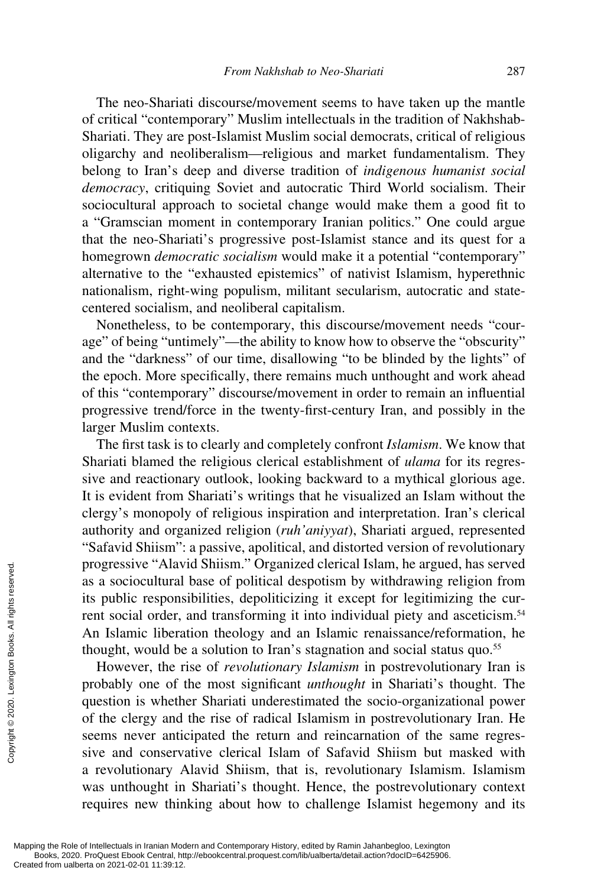The neo-Shariati discourse/movement seems to have taken up the mantle of critical "contemporary" Muslim intellectuals in the tradition of Nakhshab-Shariati. They are post-Islamist Muslim social democrats, critical of religious oligarchy and neoliberalism—religious and market fundamentalism. They belong to Iran's deep and diverse tradition of *indigenous humanist social democracy*, critiquing Soviet and autocratic Third World socialism. Their sociocultural approach to societal change would make them a good fit to a "Gramscian moment in contemporary Iranian politics." One could argue that the neo-Shariati's progressive post-Islamist stance and its quest for a homegrown *democratic socialism* would make it a potential "contemporary" alternative to the "exhausted epistemics" of nativist Islamism, hyperethnic nationalism, right-wing populism, militant secularism, autocratic and state-centered socialism, and neoliberal capitalism.

Nonetheless, to be contemporary, this discourse/movement needs "courage" of being "untimely"—the ability to know how to observe the "obscurity" and the "darkness" of our time, disallowing "to be blinded by the lights" of the epoch. More specifically, there remains much unthought and work ahead of this "contemporary" discourse/movement in order to remain an influential progressive trend/force in the twenty-first-century Iran, and possibly in the larger Muslim contexts.

The first task is to clearly and completely confront *Islamism*. We know that Shariati blamed the religious clerical establishment of *ulama* for its regressive and reactionary outlook, looking backward to a mythical glorious age. It is evident from Shariati's writings that he visualized an Islam without the clergy's monopoly of religious inspiration and interpretation. Iran's clerical authority and organized religion (*ruh'aniyyat*), Shariati argued, represented "Safavid Shiism": a passive, apolitical, and distorted version of revolutionary progressive "Alavid Shiism." Organized clerical Islam, he argued, has served as a sociocultural base of political despotism by withdrawing religion from its public responsibilities, depoliticizing it except for legitimizing the current social order, and transforming it into individual piety and asceticism.[54] An Islamic liberation theology and an Islamic renaissance/reformation, he thought, would be a solution to Iran's stagnation and social status quo.[55]

However, the rise of *revolutionary Islamism* in postrevolutionary Iran is probably one of the most significant *unthought* in Shariati's thought. The question is whether Shariati underestimated the socio-organizational power of the clergy and the rise of radical Islamism in postrevolutionary Iran. He seems never anticipated the return and reincarnation of the same regressive and conservative clerical Islam of Safavid Shiism but masked with a revolutionary Alavid Shiism, that is, revolutionary Islamism. Islamism was unthought in Shariati's thought. Hence, the postrevolutionary context requires new thinking about how to challenge Islamist hegemony and its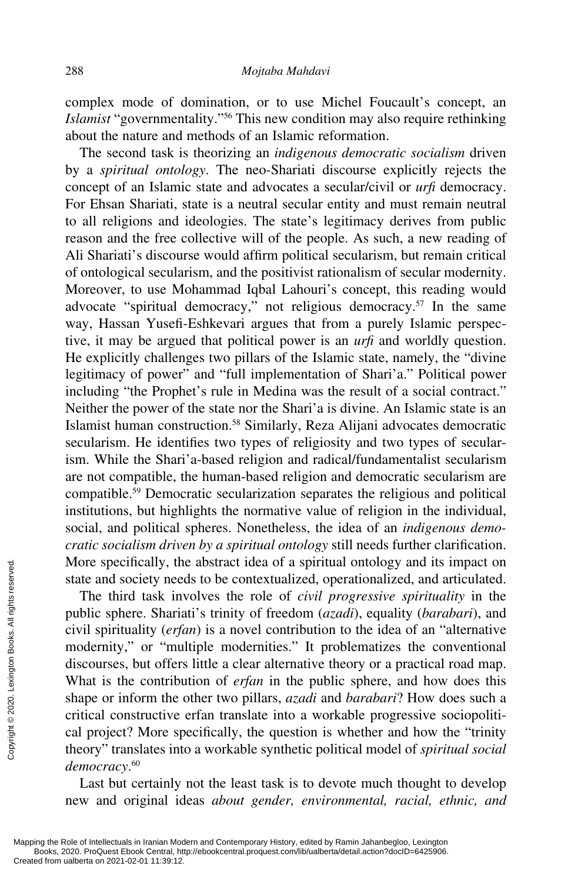complex mode of domination, or to use Michel Foucault's concept, an *Islamist* "governmentality."[56] This new condition may also require rethinking about the nature and methods of an Islamic reformation.

The second task is theorizing an *indigenous democratic socialism* driven by a *spiritual ontology*. The neo-Shariati discourse explicitly rejects the concept of an Islamic state and advocates a secular/civil or *urfi* democracy. For Ehsan Shariati, state is a neutral secular entity and must remain neutral to all religions and ideologies. The state's legitimacy derives from public reason and the free collective will of the people. As such, a new reading of Ali Shariati's discourse would affirm political secularism, but remain critical of ontological secularism, and the positivist rationalism of secular modernity. Moreover, to use Mohammad Iqbal Lahouri's concept, this reading would advocate "spiritual democracy," not religious democracy.[57] In the same way, Hassan Yusefi-Eshkevari argues that from a purely Islamic perspective, it may be argued that political power is an *urfi* and worldly question. He explicitly challenges two pillars of the Islamic state, namely, the "divine legitimacy of power" and "full implementation of Shari'a." Political power including "the Prophet's rule in Medina was the result of a social contract." Neither the power of the state nor the Shari'a is divine. An Islamic state is an Islamist human construction.[58] Similarly, Reza Alijani advocates democratic secularism. He identifies two types of religiosity and two types of secularism. While the Shari'a-based religion and radical/fundamentalist secularism are not compatible, the human-based religion and democratic secularism are compatible.[59] Democratic secularization separates the religious and political institutions, but highlights the normative value of religion in the individual, social, and political spheres. Nonetheless, the idea of an *indigenous democratic socialism driven by a spiritual ontology* still needs further clarification. More specifically, the abstract idea of a spiritual ontology and its impact on state and society needs to be contextualized, operationalized, and articulated.

The third task involves the role of *civil progressive spirituality* in the public sphere. Shariati's trinity of freedom (*azadi*), equality (*barabari*), and civil spirituality (*erfan*) is a novel contribution to the idea of an "alternative modernity," or "multiple modernities." It problematizes the conventional discourses, but offers little a clear alternative theory or a practical road map. What is the contribution of *erfan* in the public sphere, and how does this shape or inform the other two pillars, *azadi* and *barabari*? How does such a critical constructive erfan translate into a workable progressive sociopolitical project? More specifically, the question is whether and how the "trinity theory" translates into a workable synthetic political model of *spiritual social democracy*.[60]

Last but certainly not the least task is to devote much thought to develop new and original ideas *about gender, environmental, racial, ethnic, and*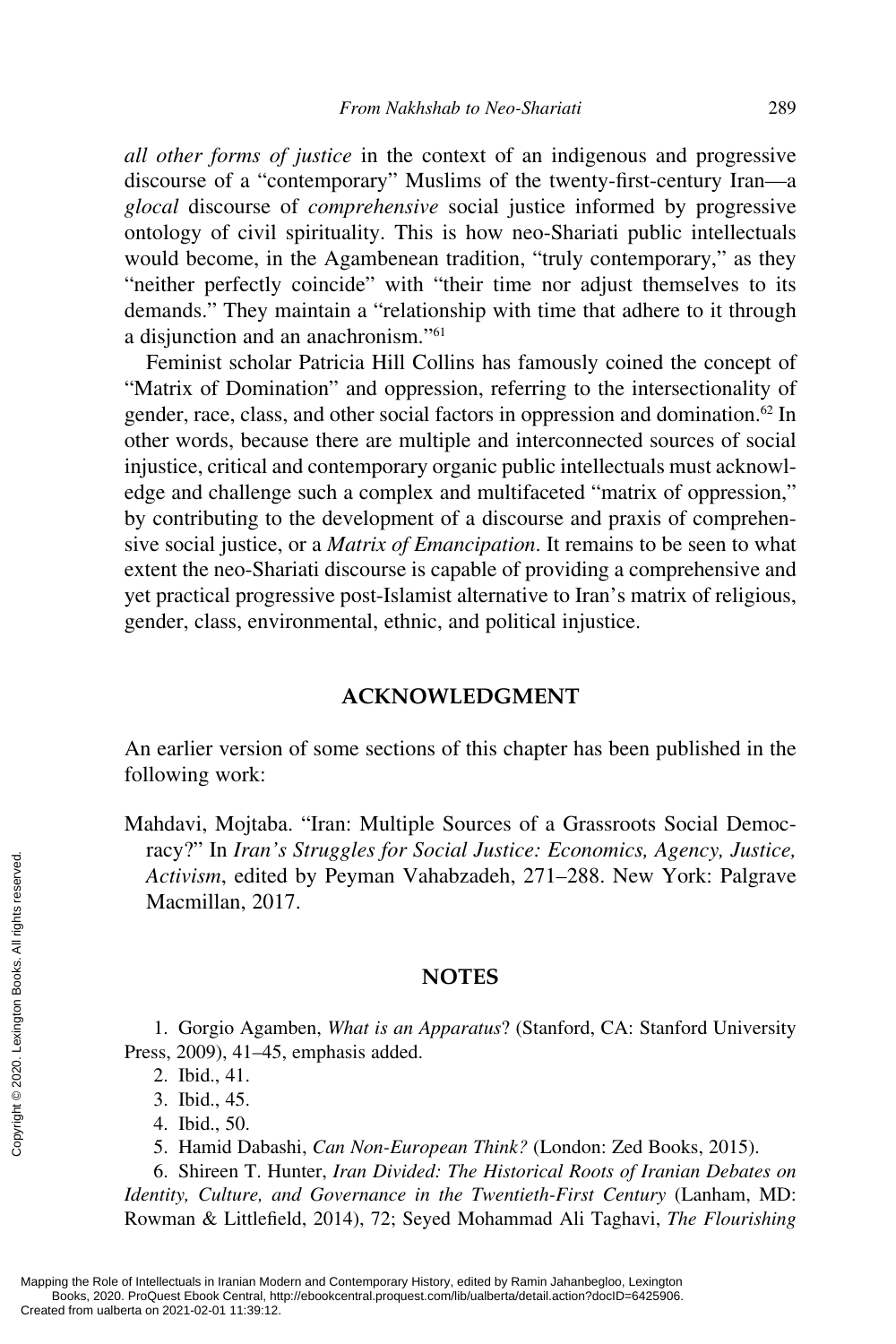*all other forms of justice* in the context of an indigenous and progressive discourse of a "contemporary" Muslims of the twenty-first-century Iran—a *glocal* discourse of *comprehensive* social justice informed by progressive ontology of civil spirituality. This is how neo-Shariati public intellectuals would become, in the Agambenean tradition, "truly contemporary," as they "neither perfectly coincide" with "their time nor adjust themselves to its demands." They maintain a "relationship with time that adhere to it through a disjunction and an anachronism."[61]

Feminist scholar Patricia Hill Collins has famously coined the concept of "Matrix of Domination" and oppression, referring to the intersectionality of gender, race, class, and other social factors in oppression and domination.[62] In other words, because there are multiple and interconnected sources of social injustice, critical and contemporary organic public intellectuals must acknowledge and challenge such a complex and multifaceted "matrix of oppression," by contributing to the development of a discourse and praxis of comprehensive social justice, or a *Matrix of Emancipation*. It remains to be seen to what extent the neo-Shariati discourse is capable of providing a comprehensive and yet practical progressive post-Islamist alternative to Iran's matrix of religious, gender, class, environmental, ethnic, and political injustice.

## ACKNOWLEDGMENT

An earlier version of some sections of this chapter has been published in the following work:

Mahdavi, Mojtaba. "Iran: Multiple Sources of a Grassroots Social Democracy?" In *Iran's Struggles for Social Justice: Economics, Agency, Justice, Activism*, edited by Peyman Vahabzadeh, 271–288. New York: Palgrave Macmillan, 2017.

## NOTES

1. Gorgio Agamben, *What is an Apparatus*? (Stanford, CA: Stanford University Press, 2009), 41–45, emphasis added.
2. Ibid., 41.
3. Ibid., 45.
4. Ibid., 50.
5. Hamid Dabashi, *Can Non-European Think?* (London: Zed Books, 2015).
6. Shireen T. Hunter, *Iran Divided: The Historical Roots of Iranian Debates on Identity, Culture, and Governance in the Twentieth-First Century* (Lanham, MD: Rowman & Littlefield, 2014), 72; Seyed Mohammad Ali Taghavi, *The Flourishing*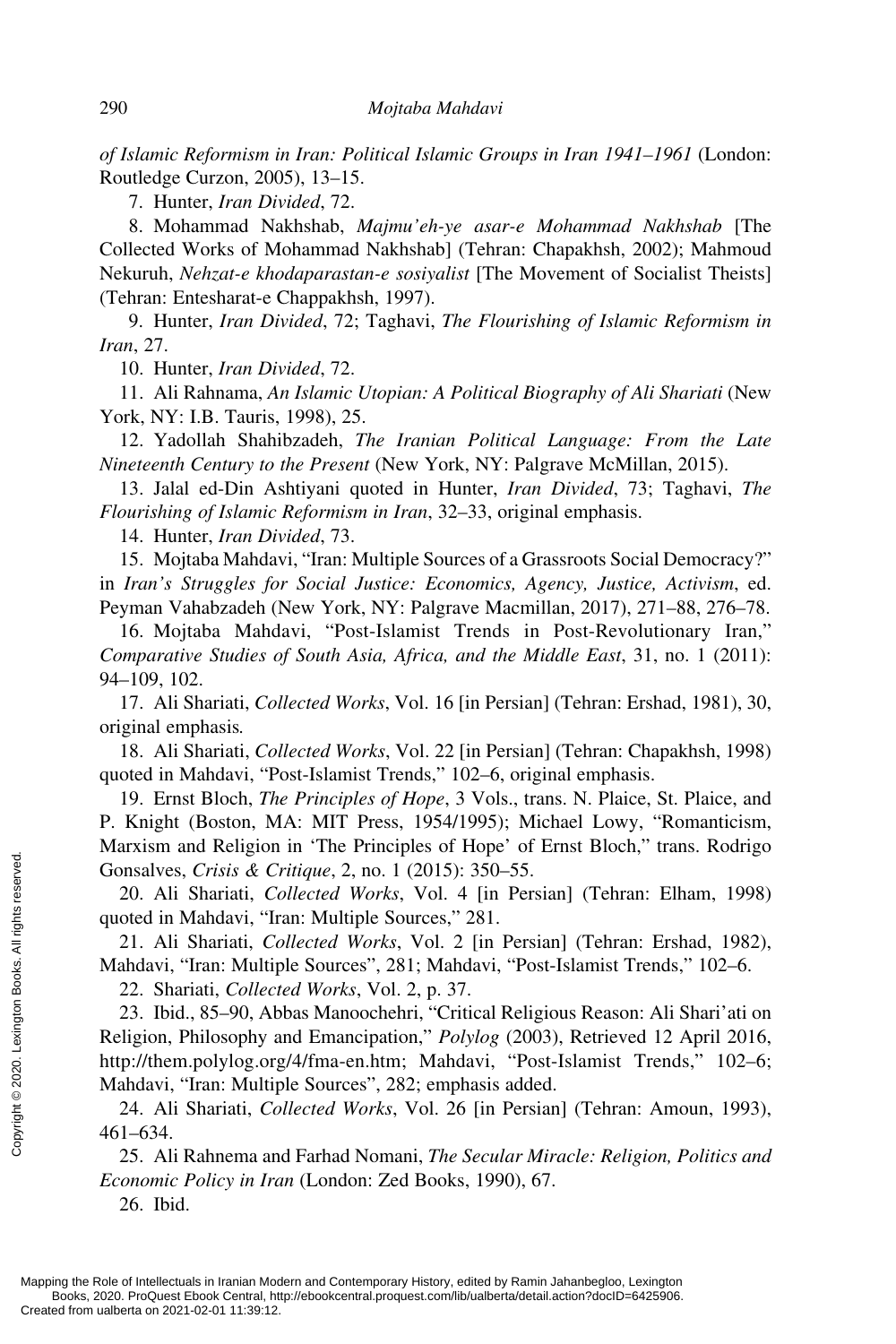*of Islamic Reformism in Iran: Political Islamic Groups in Iran 1941–1961* (London: Routledge Curzon, 2005), 13–15.

7. Hunter, *Iran Divided*, 72.

8. Mohammad Nakhshab, *Majmu'eh-ye asar-e Mohammad Nakhshab* [The Collected Works of Mohammad Nakhshab] (Tehran: Chapakhsh, 2002); Mahmoud Nekuruh, *Nehzat-e khodaparastan-e sosiyalist* [The Movement of Socialist Theists] (Tehran: Entesharat-e Chappakhsh, 1997).

9. Hunter, *Iran Divided*, 72; Taghavi, *The Flourishing of Islamic Reformism in Iran*, 27.

10. Hunter, *Iran Divided*, 72.

11. Ali Rahnama, *An Islamic Utopian: A Political Biography of Ali Shariati* (New York, NY: I.B. Tauris, 1998), 25.

12. Yadollah Shahibzadeh, *The Iranian Political Language: From the Late Nineteenth Century to the Present* (New York, NY: Palgrave McMillan, 2015).

13. Jalal ed-Din Ashtiyani quoted in Hunter, *Iran Divided*, 73; Taghavi, *The Flourishing of Islamic Reformism in Iran*, 32–33, original emphasis.

14. Hunter, *Iran Divided*, 73.

15. Mojtaba Mahdavi, "Iran: Multiple Sources of a Grassroots Social Democracy?" in *Iran's Struggles for Social Justice: Economics, Agency, Justice, Activism*, ed. Peyman Vahabzadeh (New York, NY: Palgrave Macmillan, 2017), 271–88, 276–78.

16. Mojtaba Mahdavi, "Post-Islamist Trends in Post-Revolutionary Iran," *Comparative Studies of South Asia, Africa, and the Middle East*, 31, no. 1 (2011): 94–109, 102.

17. Ali Shariati, *Collected Works*, Vol. 16 [in Persian] (Tehran: Ershad, 1981), 30, original emphasis.

18. Ali Shariati, *Collected Works*, Vol. 22 [in Persian] (Tehran: Chapakhsh, 1998) quoted in Mahdavi, "Post-Islamist Trends," 102–6, original emphasis.

19. Ernst Bloch, *The Principles of Hope*, 3 Vols., trans. N. Plaice, St. Plaice, and P. Knight (Boston, MA: MIT Press, 1954/1995); Michael Lowy, "Romanticism, Marxism and Religion in 'The Principles of Hope' of Ernst Bloch," trans. Rodrigo Gonsalves, *Crisis & Critique*, 2, no. 1 (2015): 350–55.

20. Ali Shariati, *Collected Works*, Vol. 4 [in Persian] (Tehran: Elham, 1998) quoted in Mahdavi, "Iran: Multiple Sources," 281.

21. Ali Shariati, *Collected Works*, Vol. 2 [in Persian] (Tehran: Ershad, 1982), Mahdavi, "Iran: Multiple Sources", 281; Mahdavi, "Post-Islamist Trends," 102–6.

22. Shariati, *Collected Works*, Vol. 2, p. 37.

23. Ibid., 85–90, Abbas Manoochehri, "Critical Religious Reason: Ali Shari'ati on Religion, Philosophy and Emancipation," *Polylog* (2003), Retrieved 12 April 2016, http://them.polylog.org/4/fma-en.htm; Mahdavi, "Post-Islamist Trends," 102–6; Mahdavi, "Iran: Multiple Sources", 282; emphasis added.

24. Ali Shariati, *Collected Works*, Vol. 26 [in Persian] (Tehran: Amoun, 1993), 461–634.

25. Ali Rahnema and Farhad Nomani, *The Secular Miracle: Religion, Politics and Economic Policy in Iran* (London: Zed Books, 1990), 67.

26. Ibid.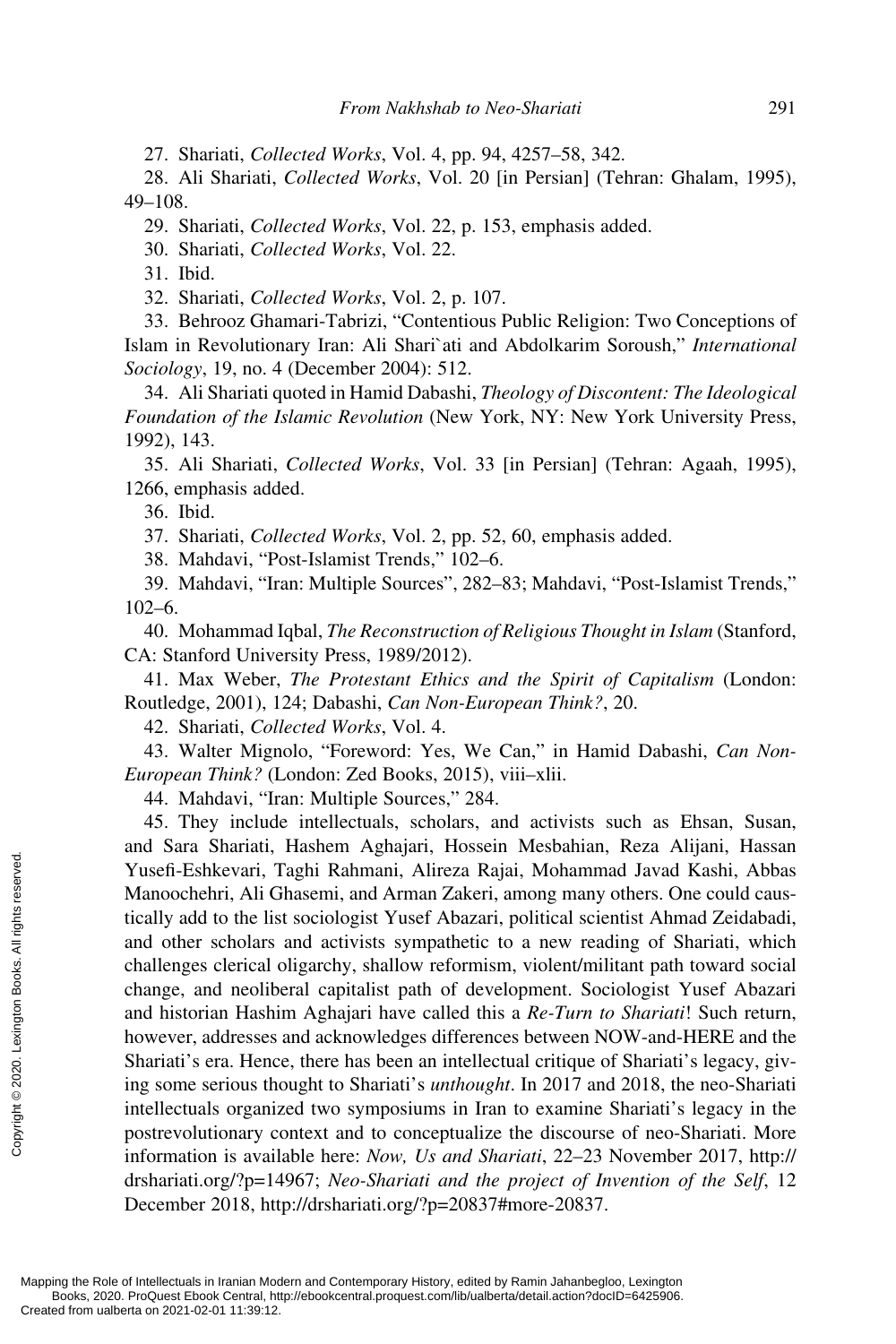27. Shariati, *Collected Works*, Vol. 4, pp. 94, 4257–58, 342.

28. Ali Shariati, *Collected Works*, Vol. 20 [in Persian] (Tehran: Ghalam, 1995), 49–108.

29. Shariati, *Collected Works*, Vol. 22, p. 153, emphasis added.

30. Shariati, *Collected Works*, Vol. 22.

31. Ibid.

32. Shariati, *Collected Works*, Vol. 2, p. 107.

33. Behrooz Ghamari-Tabrizi, "Contentious Public Religion: Two Conceptions of Islam in Revolutionary Iran: Ali Shari`ati and Abdolkarim Soroush," *International Sociology*, 19, no. 4 (December 2004): 512.

34. Ali Shariati quoted in Hamid Dabashi, *Theology of Discontent: The Ideological Foundation of the Islamic Revolution* (New York, NY: New York University Press, 1992), 143.

35. Ali Shariati, *Collected Works*, Vol. 33 [in Persian] (Tehran: Agaah, 1995), 1266, emphasis added.

36. Ibid.

37. Shariati, *Collected Works*, Vol. 2, pp. 52, 60, emphasis added.

38. Mahdavi, "Post-Islamist Trends," 102–6.

39. Mahdavi, "Iran: Multiple Sources", 282–83; Mahdavi, "Post-Islamist Trends," 102–6.

40. Mohammad Iqbal, *The Reconstruction of Religious Thought in Islam* (Stanford, CA: Stanford University Press, 1989/2012).

41. Max Weber, *The Protestant Ethics and the Spirit of Capitalism* (London: Routledge, 2001), 124; Dabashi, *Can Non-European Think?*, 20.

42. Shariati, *Collected Works*, Vol. 4.

43. Walter Mignolo, "Foreword: Yes, We Can," in Hamid Dabashi, *Can Non-European Think?* (London: Zed Books, 2015), viii–xlii.

44. Mahdavi, "Iran: Multiple Sources," 284.

45. They include intellectuals, scholars, and activists such as Ehsan, Susan, and Sara Shariati, Hashem Aghajari, Hossein Mesbahian, Reza Alijani, Hassan Yusefi-Eshkevari, Taghi Rahmani, Alireza Rajai, Mohammad Javad Kashi, Abbas Manoochehri, Ali Ghasemi, and Arman Zakeri, among many others. One could caustically add to the list sociologist Yusef Abazari, political scientist Ahmad Zeidabadi, and other scholars and activists sympathetic to a new reading of Shariati, which challenges clerical oligarchy, shallow reformism, violent/militant path toward social change, and neoliberal capitalist path of development. Sociologist Yusef Abazari and historian Hashim Aghajari have called this a *Re-Turn to Shariati*! Such return, however, addresses and acknowledges differences between NOW-and-HERE and the Shariati's era. Hence, there has been an intellectual critique of Shariati's legacy, giving some serious thought to Shariati's *unthought*. In 2017 and 2018, the neo-Shariati intellectuals organized two symposiums in Iran to examine Shariati's legacy in the postrevolutionary context and to conceptualize the discourse of neo-Shariati. More information is available here: *Now, Us and Shariati*, 22–23 November 2017, http://drshariati.org/?p=14967; *Neo-Shariati and the project of Invention of the Self*, 12 December 2018, http://drshariati.org/?p=20837#more-20837.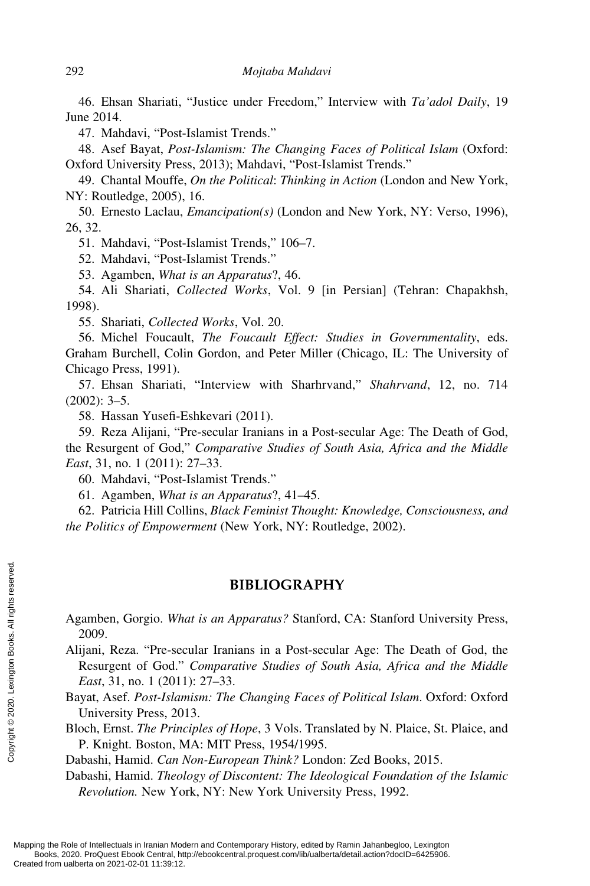46. Ehsan Shariati, "Justice under Freedom," Interview with *Ta'adol Daily*, 19 June 2014.

47. Mahdavi, "Post-Islamist Trends."

48. Asef Bayat, *Post-Islamism: The Changing Faces of Political Islam* (Oxford: Oxford University Press, 2013); Mahdavi, "Post-Islamist Trends."

49. Chantal Mouffe, *On the Political*: *Thinking in Action* (London and New York, NY: Routledge, 2005), 16.

50. Ernesto Laclau, *Emancipation(s)* (London and New York, NY: Verso, 1996), 26, 32.

51. Mahdavi, "Post-Islamist Trends," 106–7.

52. Mahdavi, "Post-Islamist Trends."

53. Agamben, *What is an Apparatus*?, 46.

54. Ali Shariati, *Collected Works*, Vol. 9 [in Persian] (Tehran: Chapakhsh, 1998).

55. Shariati, *Collected Works*, Vol. 20.

56. Michel Foucault, *The Foucault Effect: Studies in Governmentality*, eds. Graham Burchell, Colin Gordon, and Peter Miller (Chicago, IL: The University of Chicago Press, 1991).

57. Ehsan Shariati, "Interview with Sharhrvand," *Shahrvand*, 12, no. 714 (2002): 3–5.

58. Hassan Yusefi-Eshkevari (2011).

59. Reza Alijani, "Pre-secular Iranians in a Post-secular Age: The Death of God, the Resurgent of God," *Comparative Studies of South Asia, Africa and the Middle East*, 31, no. 1 (2011): 27–33.

60. Mahdavi, "Post-Islamist Trends."

61. Agamben, *What is an Apparatus*?, 41–45.

62. Patricia Hill Collins, *Black Feminist Thought: Knowledge, Consciousness, and the Politics of Empowerment* (New York, NY: Routledge, 2002).

## BIBLIOGRAPHY

Agamben, Gorgio. *What is an Apparatus?* Stanford, CA: Stanford University Press, 2009.

Alijani, Reza. "Pre-secular Iranians in a Post-secular Age: The Death of God, the Resurgent of God." *Comparative Studies of South Asia, Africa and the Middle East*, 31, no. 1 (2011): 27–33.

Bayat, Asef. *Post-Islamism: The Changing Faces of Political Islam*. Oxford: Oxford University Press, 2013.

Bloch, Ernst. *The Principles of Hope*, 3 Vols. Translated by N. Plaice, St. Plaice, and P. Knight. Boston, MA: MIT Press, 1954/1995.

Dabashi, Hamid. *Can Non-European Think?* London: Zed Books, 2015.

Dabashi, Hamid. *Theology of Discontent: The Ideological Foundation of the Islamic Revolution.* New York, NY: New York University Press, 1992.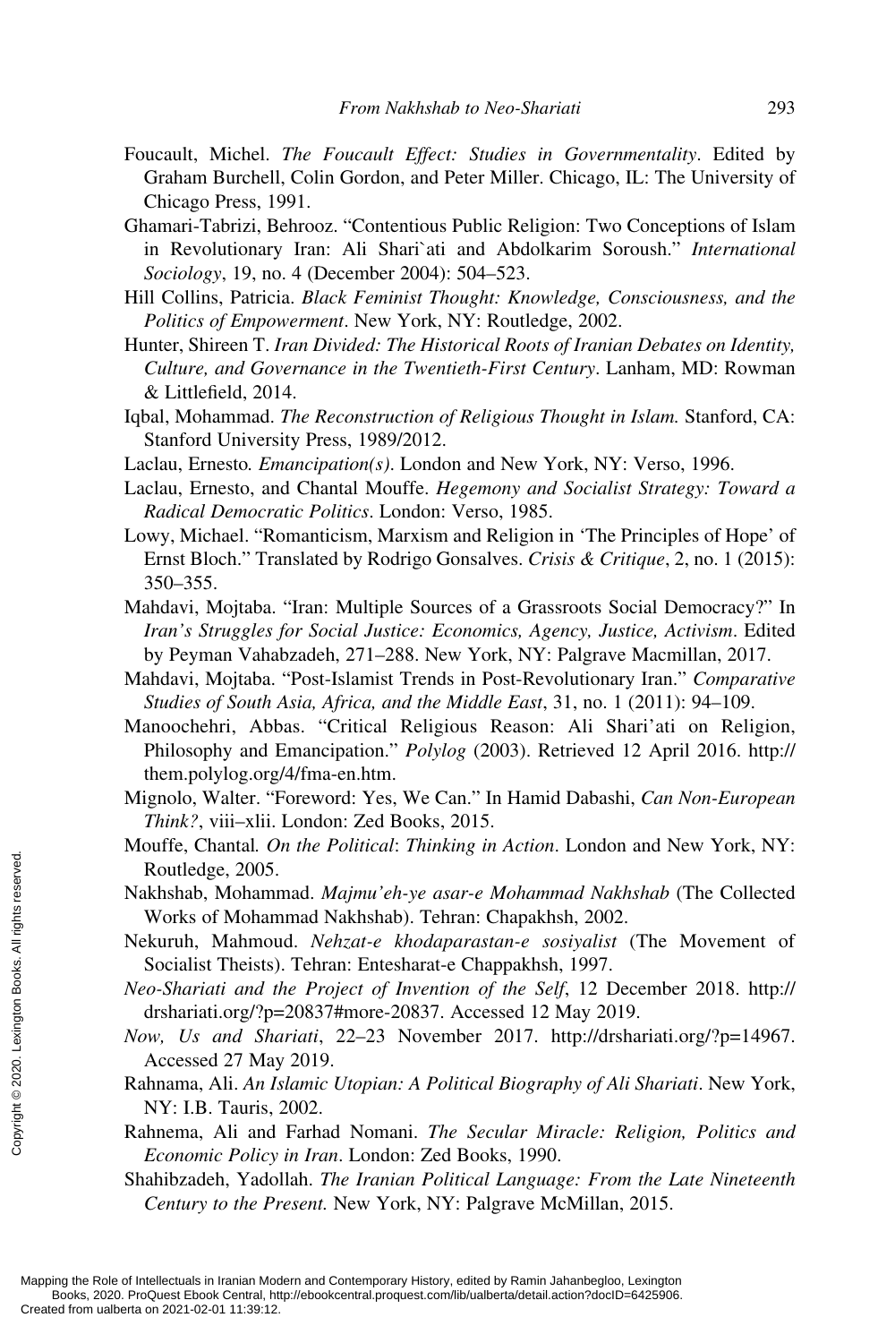Foucault, Michel. *The Foucault Effect: Studies in Governmentality*. Edited by Graham Burchell, Colin Gordon, and Peter Miller. Chicago, IL: The University of Chicago Press, 1991.

Ghamari-Tabrizi, Behrooz. "Contentious Public Religion: Two Conceptions of Islam in Revolutionary Iran: Ali Shari`ati and Abdolkarim Soroush." *International Sociology*, 19, no. 4 (December 2004): 504–523.

Hill Collins, Patricia. *Black Feminist Thought: Knowledge, Consciousness, and the Politics of Empowerment*. New York, NY: Routledge, 2002.

Hunter, Shireen T. *Iran Divided: The Historical Roots of Iranian Debates on Identity, Culture, and Governance in the Twentieth-First Century*. Lanham, MD: Rowman & Littlefield, 2014.

Iqbal, Mohammad. *The Reconstruction of Religious Thought in Islam.* Stanford, CA: Stanford University Press, 1989/2012.

Laclau, Ernesto*. Emancipation(s)*. London and New York, NY: Verso, 1996.

Laclau, Ernesto, and Chantal Mouffe. *Hegemony and Socialist Strategy: Toward a Radical Democratic Politics*. London: Verso, 1985.

Lowy, Michael. "Romanticism, Marxism and Religion in 'The Principles of Hope' of Ernst Bloch." Translated by Rodrigo Gonsalves. *Crisis & Critique*, 2, no. 1 (2015): 350–355.

Mahdavi, Mojtaba. "Iran: Multiple Sources of a Grassroots Social Democracy?" In *Iran's Struggles for Social Justice: Economics, Agency, Justice, Activism*. Edited by Peyman Vahabzadeh, 271–288. New York, NY: Palgrave Macmillan, 2017.

Mahdavi, Mojtaba. "Post-Islamist Trends in Post-Revolutionary Iran." *Comparative Studies of South Asia, Africa, and the Middle East*, 31, no. 1 (2011): 94–109.

Manoochehri, Abbas. "Critical Religious Reason: Ali Shari'ati on Religion, Philosophy and Emancipation." *Polylog* (2003). Retrieved 12 April 2016. http://them.polylog.org/4/fma-en.htm.

Mignolo, Walter. "Foreword: Yes, We Can." In Hamid Dabashi, *Can Non-European Think?*, viii–xlii. London: Zed Books, 2015.

Mouffe, Chantal*. On the Political*: *Thinking in Action*. London and New York, NY: Routledge, 2005.

Nakhshab, Mohammad. *Majmu'eh-ye asar-e Mohammad Nakhshab* (The Collected Works of Mohammad Nakhshab). Tehran: Chapakhsh, 2002.

Nekuruh, Mahmoud. *Nehzat-e khodaparastan-e sosiyalist* (The Movement of Socialist Theists). Tehran: Entesharat-e Chappakhsh, 1997.

*Neo-Shariati and the Project of Invention of the Self*, 12 December 2018. http://drshariati.org/?p=20837#more-20837. Accessed 12 May 2019.

*Now, Us and Shariati*, 22–23 November 2017. http://drshariati.org/?p=14967. Accessed 27 May 2019.

Rahnama, Ali. *An Islamic Utopian: A Political Biography of Ali Shariati*. New York, NY: I.B. Tauris, 2002.

Rahnema, Ali and Farhad Nomani. *The Secular Miracle: Religion, Politics and Economic Policy in Iran*. London: Zed Books, 1990.

Shahibzadeh, Yadollah. *The Iranian Political Language: From the Late Nineteenth Century to the Present.* New York, NY: Palgrave McMillan, 2015.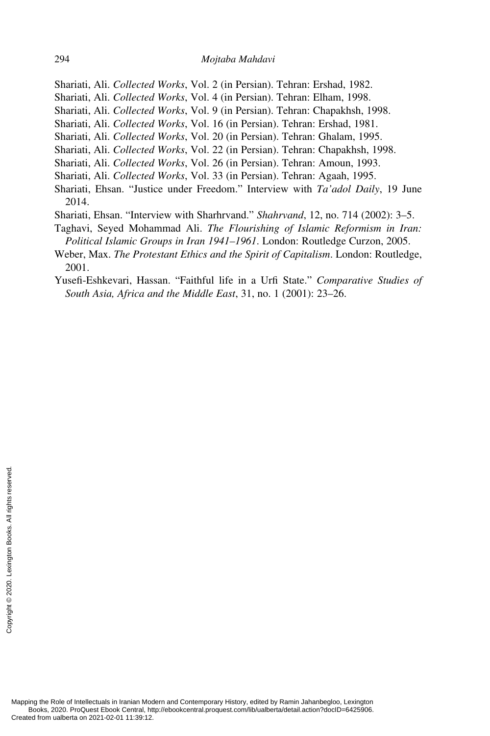Shariati, Ali. *Collected Works*, Vol. 2 (in Persian). Tehran: Ershad, 1982.

Shariati, Ali. *Collected Works*, Vol. 4 (in Persian). Tehran: Elham, 1998.

Shariati, Ali. *Collected Works*, Vol. 9 (in Persian). Tehran: Chapakhsh, 1998.

Shariati, Ali. *Collected Works*, Vol. 16 (in Persian). Tehran: Ershad, 1981.

Shariati, Ali. *Collected Works*, Vol. 20 (in Persian). Tehran: Ghalam, 1995.

Shariati, Ali. *Collected Works*, Vol. 22 (in Persian). Tehran: Chapakhsh, 1998.

Shariati, Ali. *Collected Works*, Vol. 26 (in Persian). Tehran: Amoun, 1993.

Shariati, Ali. *Collected Works*, Vol. 33 (in Persian). Tehran: Agaah, 1995.

Shariati, Ehsan. "Justice under Freedom." Interview with *Ta'adol Daily*, 19 June 2014.

Shariati, Ehsan. "Interview with Sharhrvand." *Shahrvand*, 12, no. 714 (2002): 3–5.

Taghavi, Seyed Mohammad Ali. *The Flourishing of Islamic Reformism in Iran: Political Islamic Groups in Iran 1941–1961*. London: Routledge Curzon, 2005.

Weber, Max. *The Protestant Ethics and the Spirit of Capitalism*. London: Routledge, 2001.

Yusefi-Eshkevari, Hassan. "Faithful life in a Urfi State." *Comparative Studies of South Asia, Africa and the Middle East*, 31, no. 1 (2001): 23–26.